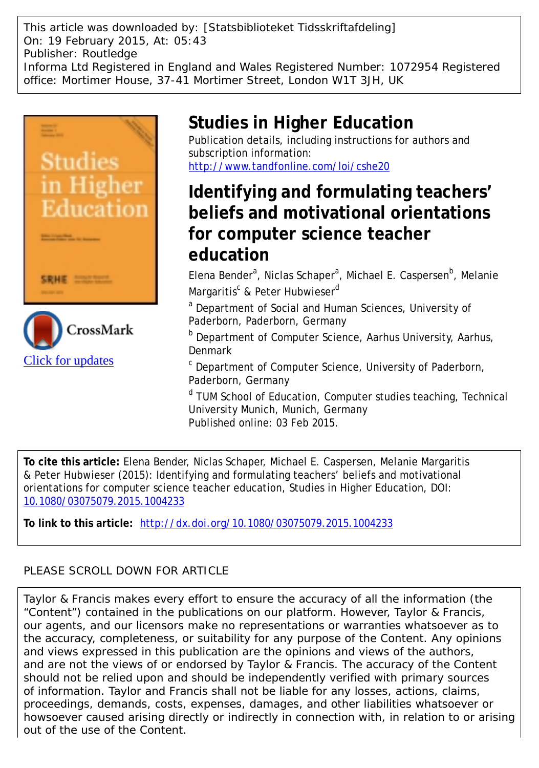This article was downloaded by: [Statsbiblioteket Tidsskriftafdeling]
On: 19 February 2015, At: 05:43
Publisher: Routledge
Informa Ltd Registered in England and Wales Registered Number: 1072954 Registered office: Mortimer House, 37-41 Mortimer Street, London W1T 3JH, UK

# Studies in Higher Education

Publication details, including instructions for authors and subscription information:
http://www.tandfonline.com/loi/cshe20

## Identifying and formulating teachers' beliefs and motivational orientations for computer science teacher education

Elena Bender[a], Niclas Schaper[a], Michael E. Caspersen[b], Melanie Margaritis[c] & Peter Hubwieser[d]

[a] Department of Social and Human Sciences, University of Paderborn, Paderborn, Germany

[b] Department of Computer Science, Aarhus University, Aarhus, Denmark

[c] Department of Computer Science, University of Paderborn, Paderborn, Germany

[d] TUM School of Education, Computer studies teaching, Technical University Munich, Munich, Germany

Published online: 03 Feb 2015.

Click for updates

**To cite this article:** Elena Bender, Niclas Schaper, Michael E. Caspersen, Melanie Margaritis & Peter Hubwieser (2015): Identifying and formulating teachers' beliefs and motivational orientations for computer science teacher education, Studies in Higher Education, DOI: 10.1080/03075079.2015.1004233

**To link to this article:** http://dx.doi.org/10.1080/03075079.2015.1004233

PLEASE SCROLL DOWN FOR ARTICLE

Taylor & Francis makes every effort to ensure the accuracy of all the information (the "Content") contained in the publications on our platform. However, Taylor & Francis, our agents, and our licensors make no representations or warranties whatsoever as to the accuracy, completeness, or suitability for any purpose of the Content. Any opinions and views expressed in this publication are the opinions and views of the authors, and are not the views of or endorsed by Taylor & Francis. The accuracy of the Content should not be relied upon and should be independently verified with primary sources of information. Taylor and Francis shall not be liable for any losses, actions, claims, proceedings, demands, costs, expenses, damages, and other liabilities whatsoever or howsoever caused arising directly or indirectly in connection with, in relation to or arising out of the use of the Content.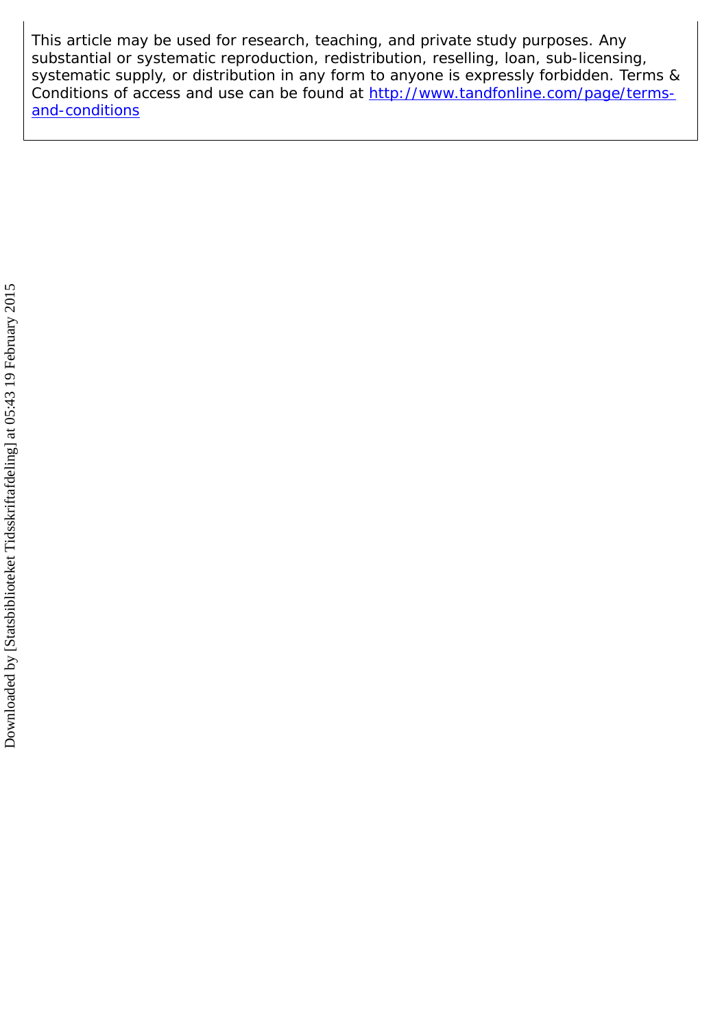This article may be used for research, teaching, and private study purposes. Any substantial or systematic reproduction, redistribution, reselling, loan, sub-licensing, systematic supply, or distribution in any form to anyone is expressly forbidden. Terms & Conditions of access and use can be found at [http://www.tandfonline.com/page/terms-and-conditions](http://www.tandfonline.com/page/terms-and-conditions)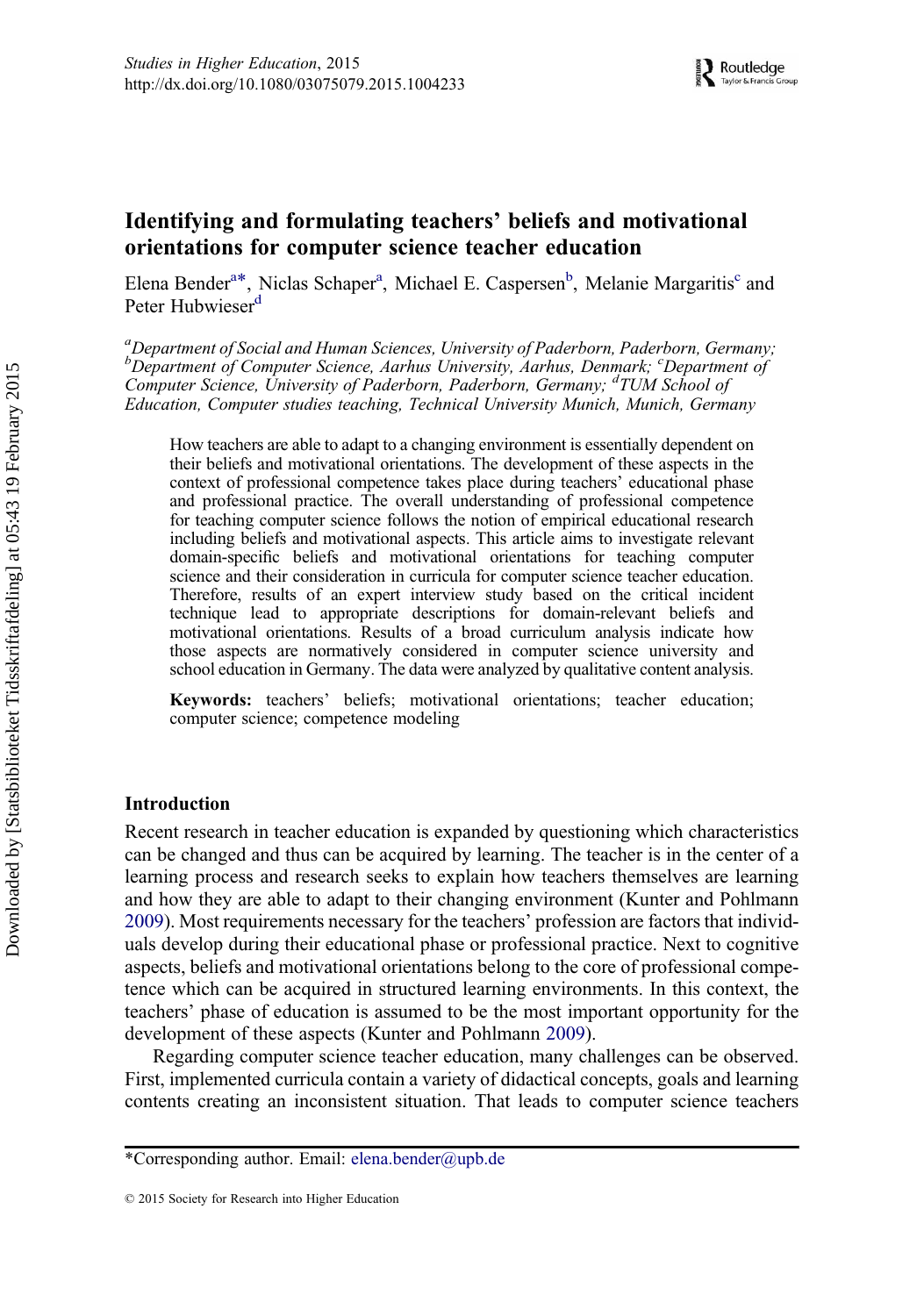# Identifying and formulating teachers' beliefs and motivational orientations for computer science teacher education

Elena Bender[a]*, Niclas Schaper[a], Michael E. Caspersen[b], Melanie Margaritis[c] and Peter Hubwieser[d]

[a]*Department of Social and Human Sciences, University of Paderborn, Paderborn, Germany;* [b]*Department of Computer Science, Aarhus University, Aarhus, Denmark;* [c]*Department of Computer Science, University of Paderborn, Paderborn, Germany;* [d]*TUM School of Education, Computer studies teaching, Technical University Munich, Munich, Germany*

How teachers are able to adapt to a changing environment is essentially dependent on their beliefs and motivational orientations. The development of these aspects in the context of professional competence takes place during teachers' educational phase and professional practice. The overall understanding of professional competence for teaching computer science follows the notion of empirical educational research including beliefs and motivational aspects. This article aims to investigate relevant domain-specific beliefs and motivational orientations for teaching computer science and their consideration in curricula for computer science teacher education. Therefore, results of an expert interview study based on the critical incident technique lead to appropriate descriptions for domain-relevant beliefs and motivational orientations. Results of a broad curriculum analysis indicate how those aspects are normatively considered in computer science university and school education in Germany. The data were analyzed by qualitative content analysis.

**Keywords:** teachers' beliefs; motivational orientations; teacher education; computer science; competence modeling

## Introduction

Recent research in teacher education is expanded by questioning which characteristics can be changed and thus can be acquired by learning. The teacher is in the center of a learning process and research seeks to explain how teachers themselves are learning and how they are able to adapt to their changing environment (Kunter and Pohlmann 2009). Most requirements necessary for the teachers' profession are factors that individuals develop during their educational phase or professional practice. Next to cognitive aspects, beliefs and motivational orientations belong to the core of professional competence which can be acquired in structured learning environments. In this context, the teachers' phase of education is assumed to be the most important opportunity for the development of these aspects (Kunter and Pohlmann 2009).

Regarding computer science teacher education, many challenges can be observed. First, implemented curricula contain a variety of didactical concepts, goals and learning contents creating an inconsistent situation. That leads to computer science teachers

*Corresponding author. Email: elena.bender@upb.de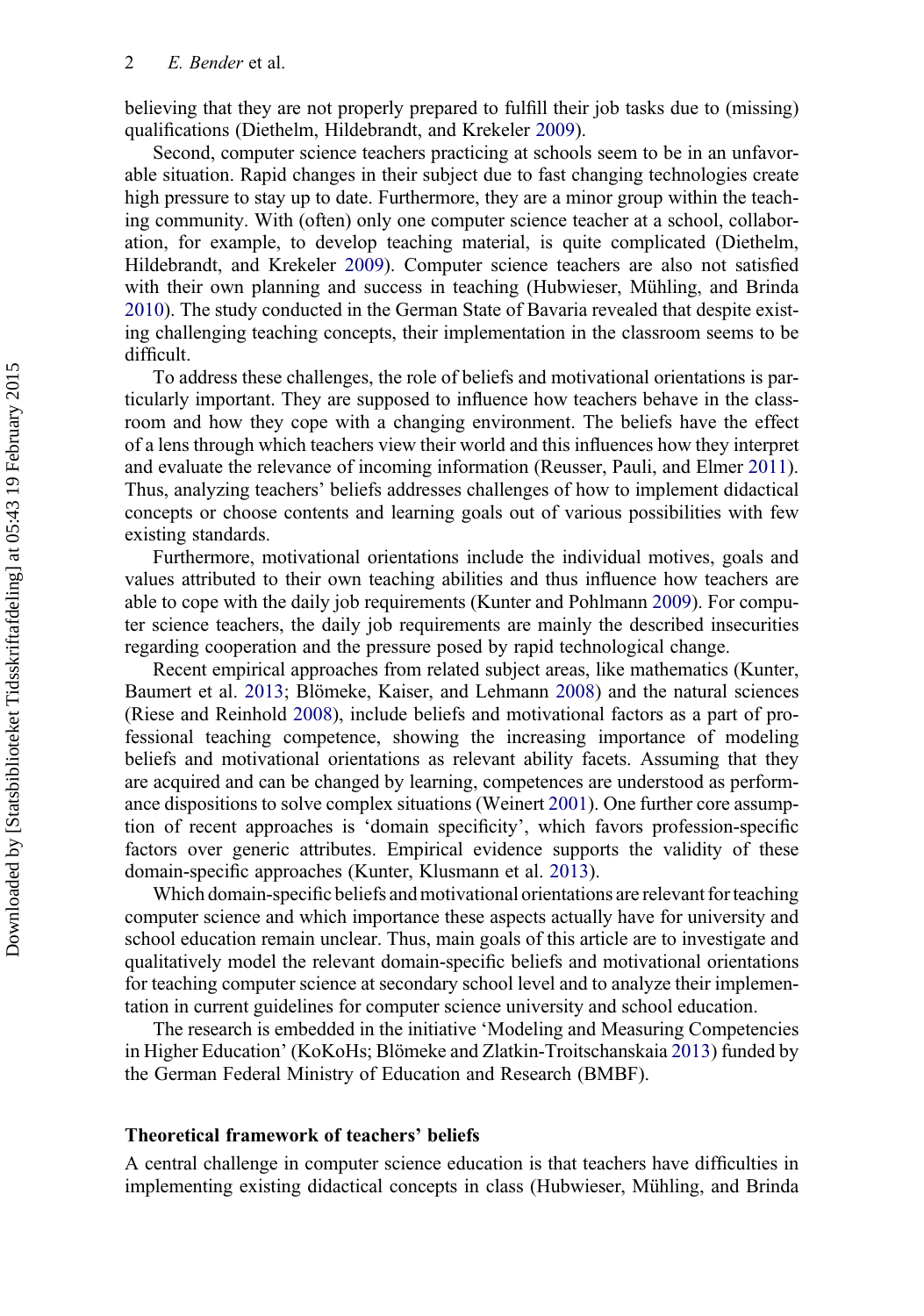believing that they are not properly prepared to fulfill their job tasks due to (missing) qualifications (Diethelm, Hildebrandt, and Krekeler 2009).

Second, computer science teachers practicing at schools seem to be in an unfavorable situation. Rapid changes in their subject due to fast changing technologies create high pressure to stay up to date. Furthermore, they are a minor group within the teaching community. With (often) only one computer science teacher at a school, collaboration, for example, to develop teaching material, is quite complicated (Diethelm, Hildebrandt, and Krekeler 2009). Computer science teachers are also not satisfied with their own planning and success in teaching (Hubwieser, Mühling, and Brinda 2010). The study conducted in the German State of Bavaria revealed that despite existing challenging teaching concepts, their implementation in the classroom seems to be difficult.

To address these challenges, the role of beliefs and motivational orientations is particularly important. They are supposed to influence how teachers behave in the classroom and how they cope with a changing environment. The beliefs have the effect of a lens through which teachers view their world and this influences how they interpret and evaluate the relevance of incoming information (Reusser, Pauli, and Elmer 2011). Thus, analyzing teachers' beliefs addresses challenges of how to implement didactical concepts or choose contents and learning goals out of various possibilities with few existing standards.

Furthermore, motivational orientations include the individual motives, goals and values attributed to their own teaching abilities and thus influence how teachers are able to cope with the daily job requirements (Kunter and Pohlmann 2009). For computer science teachers, the daily job requirements are mainly the described insecurities regarding cooperation and the pressure posed by rapid technological change.

Recent empirical approaches from related subject areas, like mathematics (Kunter, Baumert et al. 2013; Blömeke, Kaiser, and Lehmann 2008) and the natural sciences (Riese and Reinhold 2008), include beliefs and motivational factors as a part of professional teaching competence, showing the increasing importance of modeling beliefs and motivational orientations as relevant ability facets. Assuming that they are acquired and can be changed by learning, competences are understood as performance dispositions to solve complex situations (Weinert 2001). One further core assumption of recent approaches is 'domain specificity', which favors profession-specific factors over generic attributes. Empirical evidence supports the validity of these domain-specific approaches (Kunter, Klusmann et al. 2013).

Which domain-specific beliefs and motivational orientations are relevant for teaching computer science and which importance these aspects actually have for university and school education remain unclear. Thus, main goals of this article are to investigate and qualitatively model the relevant domain-specific beliefs and motivational orientations for teaching computer science at secondary school level and to analyze their implementation in current guidelines for computer science university and school education.

The research is embedded in the initiative 'Modeling and Measuring Competencies in Higher Education' (KoKoHs; Blömeke and Zlatkin-Troitschanskaia 2013) funded by the German Federal Ministry of Education and Research (BMBF).

## Theoretical framework of teachers' beliefs

A central challenge in computer science education is that teachers have difficulties in implementing existing didactical concepts in class (Hubwieser, Mühling, and Brinda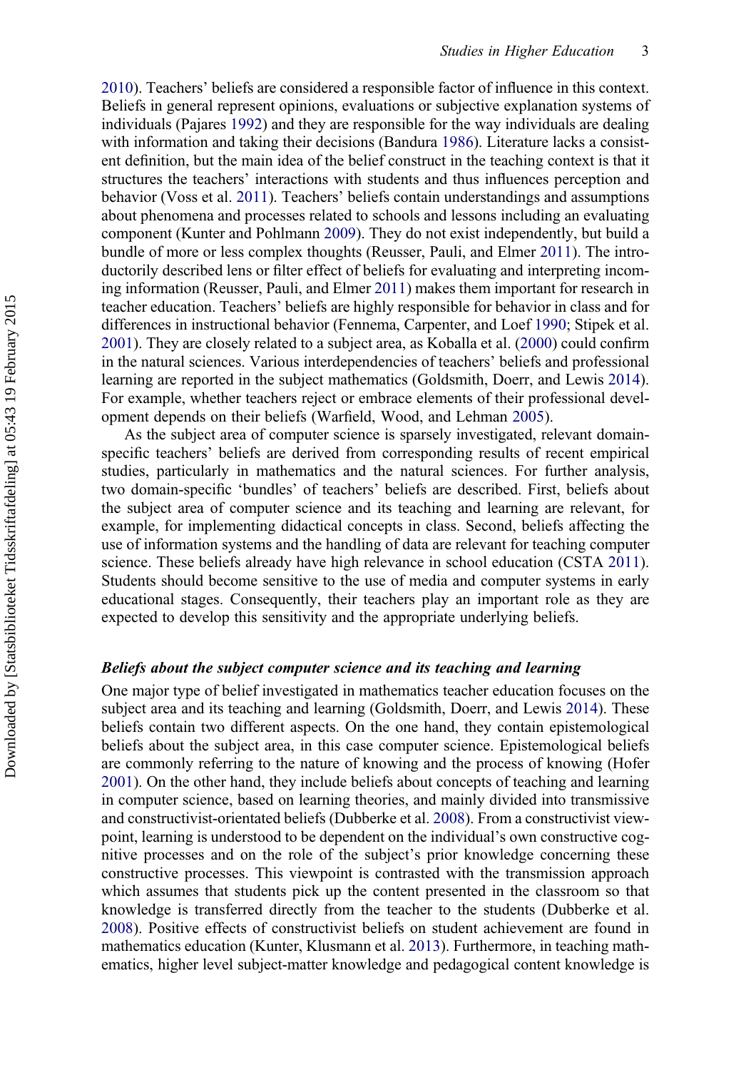2010). Teachers' beliefs are considered a responsible factor of influence in this context. Beliefs in general represent opinions, evaluations or subjective explanation systems of individuals (Pajares 1992) and they are responsible for the way individuals are dealing with information and taking their decisions (Bandura 1986). Literature lacks a consistent definition, but the main idea of the belief construct in the teaching context is that it structures the teachers' interactions with students and thus influences perception and behavior (Voss et al. 2011). Teachers' beliefs contain understandings and assumptions about phenomena and processes related to schools and lessons including an evaluating component (Kunter and Pohlmann 2009). They do not exist independently, but build a bundle of more or less complex thoughts (Reusser, Pauli, and Elmer 2011). The introductorily described lens or filter effect of beliefs for evaluating and interpreting incoming information (Reusser, Pauli, and Elmer 2011) makes them important for research in teacher education. Teachers' beliefs are highly responsible for behavior in class and for differences in instructional behavior (Fennema, Carpenter, and Loef 1990; Stipek et al. 2001). They are closely related to a subject area, as Koballa et al. (2000) could confirm in the natural sciences. Various interdependencies of teachers' beliefs and professional learning are reported in the subject mathematics (Goldsmith, Doerr, and Lewis 2014). For example, whether teachers reject or embrace elements of their professional development depends on their beliefs (Warfield, Wood, and Lehman 2005).

As the subject area of computer science is sparsely investigated, relevant domain-specific teachers' beliefs are derived from corresponding results of recent empirical studies, particularly in mathematics and the natural sciences. For further analysis, two domain-specific 'bundles' of teachers' beliefs are described. First, beliefs about the subject area of computer science and its teaching and learning are relevant, for example, for implementing didactical concepts in class. Second, beliefs affecting the use of information systems and the handling of data are relevant for teaching computer science. These beliefs already have high relevance in school education (CSTA 2011). Students should become sensitive to the use of media and computer systems in early educational stages. Consequently, their teachers play an important role as they are expected to develop this sensitivity and the appropriate underlying beliefs.

### *Beliefs about the subject computer science and its teaching and learning*

One major type of belief investigated in mathematics teacher education focuses on the subject area and its teaching and learning (Goldsmith, Doerr, and Lewis 2014). These beliefs contain two different aspects. On the one hand, they contain epistemological beliefs about the subject area, in this case computer science. Epistemological beliefs are commonly referring to the nature of knowing and the process of knowing (Hofer 2001). On the other hand, they include beliefs about concepts of teaching and learning in computer science, based on learning theories, and mainly divided into transmissive and constructivist-orientated beliefs (Dubberke et al. 2008). From a constructivist viewpoint, learning is understood to be dependent on the individual's own constructive cognitive processes and on the role of the subject's prior knowledge concerning these constructive processes. This viewpoint is contrasted with the transmission approach which assumes that students pick up the content presented in the classroom so that knowledge is transferred directly from the teacher to the students (Dubberke et al. 2008). Positive effects of constructivist beliefs on student achievement are found in mathematics education (Kunter, Klusmann et al. 2013). Furthermore, in teaching mathematics, higher level subject-matter knowledge and pedagogical content knowledge is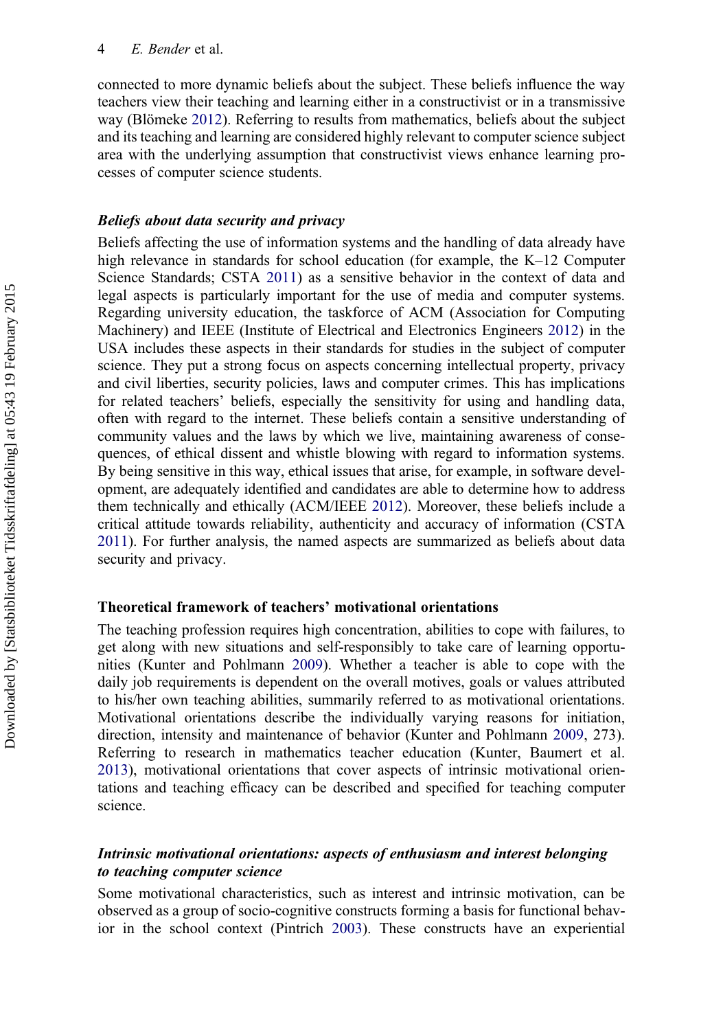connected to more dynamic beliefs about the subject. These beliefs influence the way teachers view their teaching and learning either in a constructivist or in a transmissive way (Blömeke 2012). Referring to results from mathematics, beliefs about the subject and its teaching and learning are considered highly relevant to computer science subject area with the underlying assumption that constructivist views enhance learning processes of computer science students.

### *Beliefs about data security and privacy*

Beliefs affecting the use of information systems and the handling of data already have high relevance in standards for school education (for example, the K–12 Computer Science Standards; CSTA 2011) as a sensitive behavior in the context of data and legal aspects is particularly important for the use of media and computer systems. Regarding university education, the taskforce of ACM (Association for Computing Machinery) and IEEE (Institute of Electrical and Electronics Engineers 2012) in the USA includes these aspects in their standards for studies in the subject of computer science. They put a strong focus on aspects concerning intellectual property, privacy and civil liberties, security policies, laws and computer crimes. This has implications for related teachers' beliefs, especially the sensitivity for using and handling data, often with regard to the internet. These beliefs contain a sensitive understanding of community values and the laws by which we live, maintaining awareness of consequences, of ethical dissent and whistle blowing with regard to information systems. By being sensitive in this way, ethical issues that arise, for example, in software development, are adequately identified and candidates are able to determine how to address them technically and ethically (ACM/IEEE 2012). Moreover, these beliefs include a critical attitude towards reliability, authenticity and accuracy of information (CSTA 2011). For further analysis, the named aspects are summarized as beliefs about data security and privacy.

## Theoretical framework of teachers' motivational orientations

The teaching profession requires high concentration, abilities to cope with failures, to get along with new situations and self-responsibly to take care of learning opportunities (Kunter and Pohlmann 2009). Whether a teacher is able to cope with the daily job requirements is dependent on the overall motives, goals or values attributed to his/her own teaching abilities, summarily referred to as motivational orientations. Motivational orientations describe the individually varying reasons for initiation, direction, intensity and maintenance of behavior (Kunter and Pohlmann 2009, 273). Referring to research in mathematics teacher education (Kunter, Baumert et al. 2013), motivational orientations that cover aspects of intrinsic motivational orientations and teaching efficacy can be described and specified for teaching computer science.

### *Intrinsic motivational orientations: aspects of enthusiasm and interest belonging to teaching computer science*

Some motivational characteristics, such as interest and intrinsic motivation, can be observed as a group of socio-cognitive constructs forming a basis for functional behavior in the school context (Pintrich 2003). These constructs have an experiential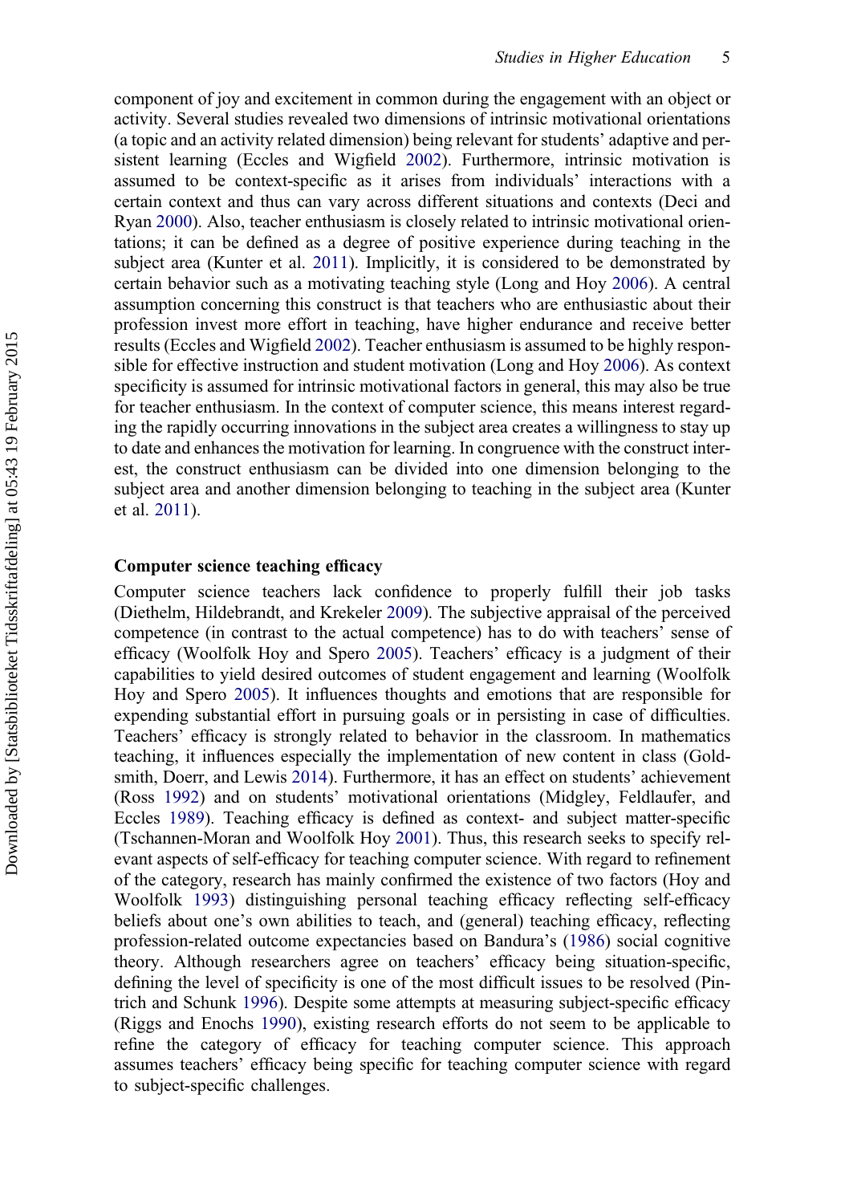component of joy and excitement in common during the engagement with an object or activity. Several studies revealed two dimensions of intrinsic motivational orientations (a topic and an activity related dimension) being relevant for students' adaptive and persistent learning (Eccles and Wigfield 2002). Furthermore, intrinsic motivation is assumed to be context-specific as it arises from individuals' interactions with a certain context and thus can vary across different situations and contexts (Deci and Ryan 2000). Also, teacher enthusiasm is closely related to intrinsic motivational orientations; it can be defined as a degree of positive experience during teaching in the subject area (Kunter et al. 2011). Implicitly, it is considered to be demonstrated by certain behavior such as a motivating teaching style (Long and Hoy 2006). A central assumption concerning this construct is that teachers who are enthusiastic about their profession invest more effort in teaching, have higher endurance and receive better results (Eccles and Wigfield 2002). Teacher enthusiasm is assumed to be highly responsible for effective instruction and student motivation (Long and Hoy 2006). As context specificity is assumed for intrinsic motivational factors in general, this may also be true for teacher enthusiasm. In the context of computer science, this means interest regarding the rapidly occurring innovations in the subject area creates a willingness to stay up to date and enhances the motivation for learning. In congruence with the construct interest, the construct enthusiasm can be divided into one dimension belonging to the subject area and another dimension belonging to teaching in the subject area (Kunter et al. 2011).

### Computer science teaching efficacy

Computer science teachers lack confidence to properly fulfill their job tasks (Diethelm, Hildebrandt, and Krekeler 2009). The subjective appraisal of the perceived competence (in contrast to the actual competence) has to do with teachers' sense of efficacy (Woolfolk Hoy and Spero 2005). Teachers' efficacy is a judgment of their capabilities to yield desired outcomes of student engagement and learning (Woolfolk Hoy and Spero 2005). It influences thoughts and emotions that are responsible for expending substantial effort in pursuing goals or in persisting in case of difficulties. Teachers' efficacy is strongly related to behavior in the classroom. In mathematics teaching, it influences especially the implementation of new content in class (Goldsmith, Doerr, and Lewis 2014). Furthermore, it has an effect on students' achievement (Ross 1992) and on students' motivational orientations (Midgley, Feldlaufer, and Eccles 1989). Teaching efficacy is defined as context- and subject matter-specific (Tschannen-Moran and Woolfolk Hoy 2001). Thus, this research seeks to specify relevant aspects of self-efficacy for teaching computer science. With regard to refinement of the category, research has mainly confirmed the existence of two factors (Hoy and Woolfolk 1993) distinguishing personal teaching efficacy reflecting self-efficacy beliefs about one's own abilities to teach, and (general) teaching efficacy, reflecting profession-related outcome expectancies based on Bandura's (1986) social cognitive theory. Although researchers agree on teachers' efficacy being situation-specific, defining the level of specificity is one of the most difficult issues to be resolved (Pintrich and Schunk 1996). Despite some attempts at measuring subject-specific efficacy (Riggs and Enochs 1990), existing research efforts do not seem to be applicable to refine the category of efficacy for teaching computer science. This approach assumes teachers' efficacy being specific for teaching computer science with regard to subject-specific challenges.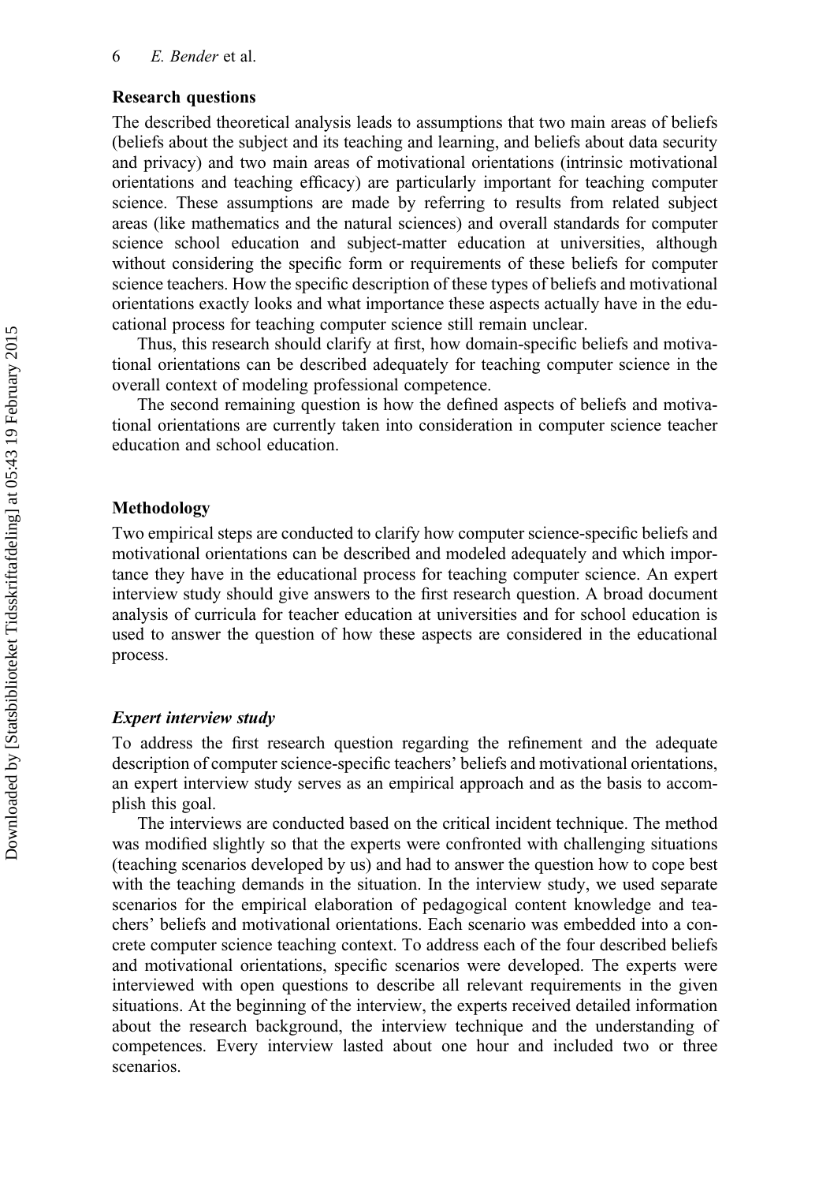### Research questions

The described theoretical analysis leads to assumptions that two main areas of beliefs (beliefs about the subject and its teaching and learning, and beliefs about data security and privacy) and two main areas of motivational orientations (intrinsic motivational orientations and teaching efficacy) are particularly important for teaching computer science. These assumptions are made by referring to results from related subject areas (like mathematics and the natural sciences) and overall standards for computer science school education and subject-matter education at universities, although without considering the specific form or requirements of these beliefs for computer science teachers. How the specific description of these types of beliefs and motivational orientations exactly looks and what importance these aspects actually have in the educational process for teaching computer science still remain unclear.

Thus, this research should clarify at first, how domain-specific beliefs and motivational orientations can be described adequately for teaching computer science in the overall context of modeling professional competence.

The second remaining question is how the defined aspects of beliefs and motivational orientations are currently taken into consideration in computer science teacher education and school education.

### Methodology

Two empirical steps are conducted to clarify how computer science-specific beliefs and motivational orientations can be described and modeled adequately and which importance they have in the educational process for teaching computer science. An expert interview study should give answers to the first research question. A broad document analysis of curricula for teacher education at universities and for school education is used to answer the question of how these aspects are considered in the educational process.

#### *Expert interview study*

To address the first research question regarding the refinement and the adequate description of computer science-specific teachers' beliefs and motivational orientations, an expert interview study serves as an empirical approach and as the basis to accomplish this goal.

The interviews are conducted based on the critical incident technique. The method was modified slightly so that the experts were confronted with challenging situations (teaching scenarios developed by us) and had to answer the question how to cope best with the teaching demands in the situation. In the interview study, we used separate scenarios for the empirical elaboration of pedagogical content knowledge and teachers' beliefs and motivational orientations. Each scenario was embedded into a concrete computer science teaching context. To address each of the four described beliefs and motivational orientations, specific scenarios were developed. The experts were interviewed with open questions to describe all relevant requirements in the given situations. At the beginning of the interview, the experts received detailed information about the research background, the interview technique and the understanding of competences. Every interview lasted about one hour and included two or three scenarios.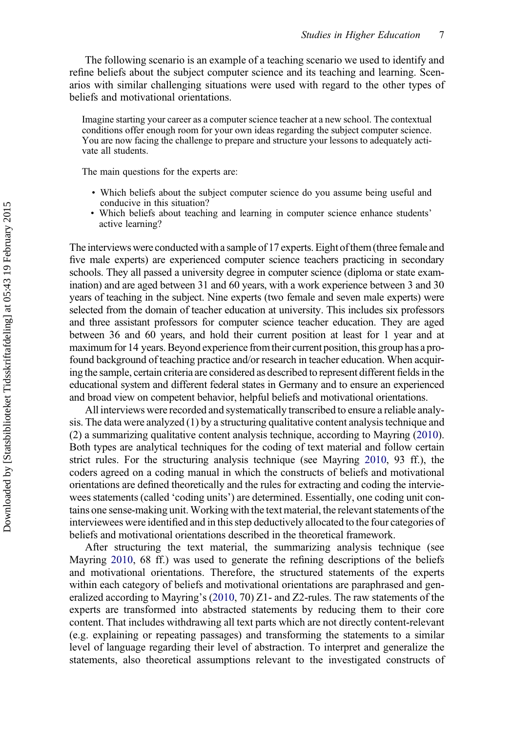The following scenario is an example of a teaching scenario we used to identify and refine beliefs about the subject computer science and its teaching and learning. Scenarios with similar challenging situations were used with regard to the other types of beliefs and motivational orientations.

> Imagine starting your career as a computer science teacher at a new school. The contextual conditions offer enough room for your own ideas regarding the subject computer science. You are now facing the challenge to prepare and structure your lessons to adequately activate all students.
>
> The main questions for the experts are:
>
> - Which beliefs about the subject computer science do you assume being useful and conducive in this situation?
> - Which beliefs about teaching and learning in computer science enhance students' active learning?

The interviews were conducted with a sample of 17 experts. Eight of them (three female and five male experts) are experienced computer science teachers practicing in secondary schools. They all passed a university degree in computer science (diploma or state examination) and are aged between 31 and 60 years, with a work experience between 3 and 30 years of teaching in the subject. Nine experts (two female and seven male experts) were selected from the domain of teacher education at university. This includes six professors and three assistant professors for computer science teacher education. They are aged between 36 and 60 years, and hold their current position at least for 1 year and at maximum for 14 years. Beyond experience from their current position, this group has a profound background of teaching practice and/or research in teacher education. When acquiring the sample, certain criteria are considered as described to represent different fields in the educational system and different federal states in Germany and to ensure an experienced and broad view on competent behavior, helpful beliefs and motivational orientations.

All interviews were recorded and systematically transcribed to ensure a reliable analysis. The data were analyzed (1) by a structuring qualitative content analysis technique and (2) a summarizing qualitative content analysis technique, according to Mayring (2010). Both types are analytical techniques for the coding of text material and follow certain strict rules. For the structuring analysis technique (see Mayring 2010, 93 ff.), the coders agreed on a coding manual in which the constructs of beliefs and motivational orientations are defined theoretically and the rules for extracting and coding the interviewees statements (called 'coding units') are determined. Essentially, one coding unit contains one sense-making unit. Working with the text material, the relevant statements of the interviewees were identified and in this step deductively allocated to the four categories of beliefs and motivational orientations described in the theoretical framework.

After structuring the text material, the summarizing analysis technique (see Mayring 2010, 68 ff.) was used to generate the refining descriptions of the beliefs and motivational orientations. Therefore, the structured statements of the experts within each category of beliefs and motivational orientations are paraphrased and generalized according to Mayring's (2010, 70) Z1- and Z2-rules. The raw statements of the experts are transformed into abstracted statements by reducing them to their core content. That includes withdrawing all text parts which are not directly content-relevant (e.g. explaining or repeating passages) and transforming the statements to a similar level of language regarding their level of abstraction. To interpret and generalize the statements, also theoretical assumptions relevant to the investigated constructs of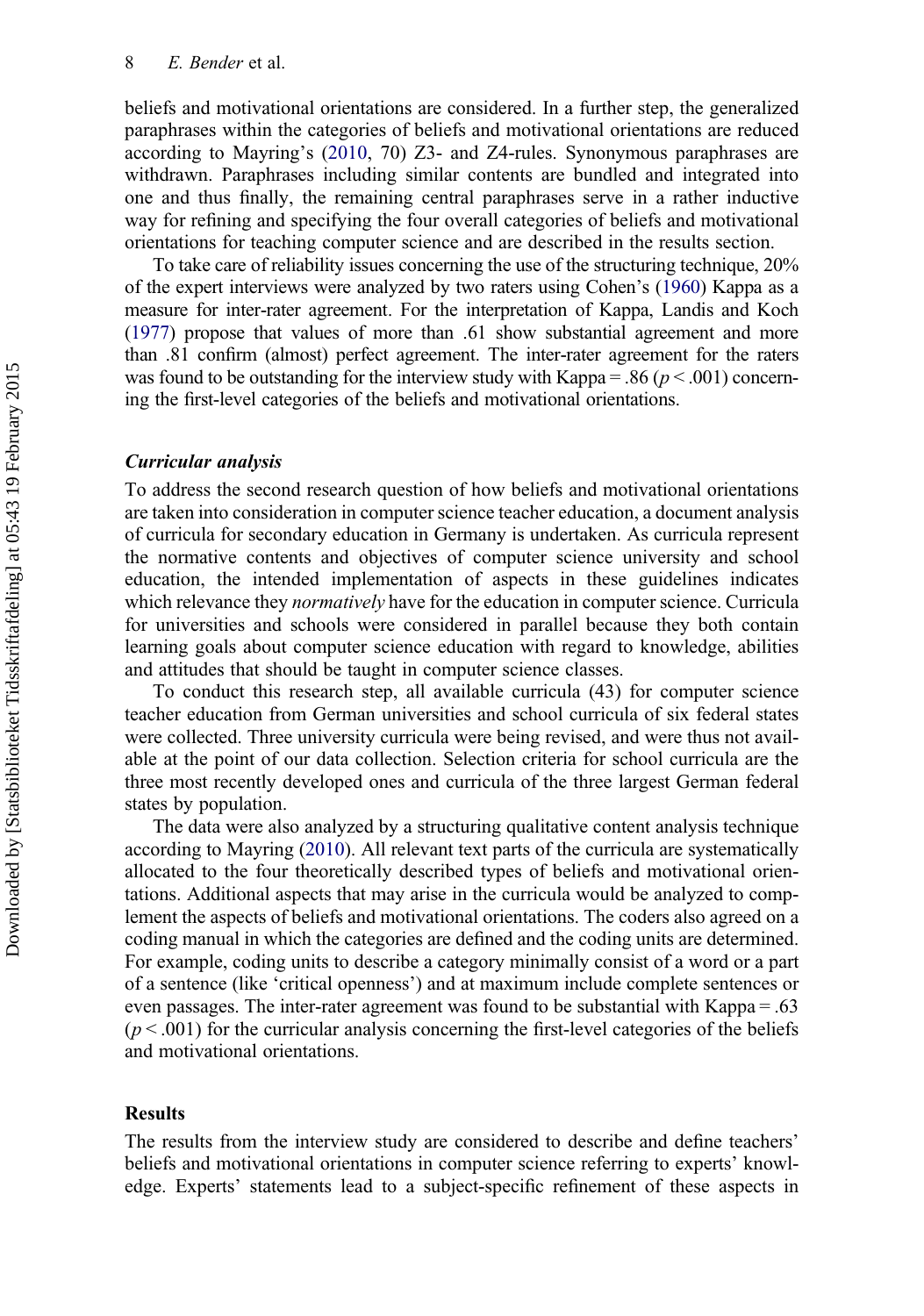beliefs and motivational orientations are considered. In a further step, the generalized paraphrases within the categories of beliefs and motivational orientations are reduced according to Mayring's (2010, 70) Z3- and Z4-rules. Synonymous paraphrases are withdrawn. Paraphrases including similar contents are bundled and integrated into one and thus finally, the remaining central paraphrases serve in a rather inductive way for refining and specifying the four overall categories of beliefs and motivational orientations for teaching computer science and are described in the results section.

To take care of reliability issues concerning the use of the structuring technique, 20% of the expert interviews were analyzed by two raters using Cohen's (1960) Kappa as a measure for inter-rater agreement. For the interpretation of Kappa, Landis and Koch (1977) propose that values of more than .61 show substantial agreement and more than .81 confirm (almost) perfect agreement. The inter-rater agreement for the raters was found to be outstanding for the interview study with Kappa = .86 ($p < .001$) concerning the first-level categories of the beliefs and motivational orientations.

### *Curricular analysis*

To address the second research question of how beliefs and motivational orientations are taken into consideration in computer science teacher education, a document analysis of curricula for secondary education in Germany is undertaken. As curricula represent the normative contents and objectives of computer science university and school education, the intended implementation of aspects in these guidelines indicates which relevance they *normatively* have for the education in computer science. Curricula for universities and schools were considered in parallel because they both contain learning goals about computer science education with regard to knowledge, abilities and attitudes that should be taught in computer science classes.

To conduct this research step, all available curricula (43) for computer science teacher education from German universities and school curricula of six federal states were collected. Three university curricula were being revised, and were thus not available at the point of our data collection. Selection criteria for school curricula are the three most recently developed ones and curricula of the three largest German federal states by population.

The data were also analyzed by a structuring qualitative content analysis technique according to Mayring (2010). All relevant text parts of the curricula are systematically allocated to the four theoretically described types of beliefs and motivational orientations. Additional aspects that may arise in the curricula would be analyzed to complement the aspects of beliefs and motivational orientations. The coders also agreed on a coding manual in which the categories are defined and the coding units are determined. For example, coding units to describe a category minimally consist of a word or a part of a sentence (like 'critical openness') and at maximum include complete sentences or even passages. The inter-rater agreement was found to be substantial with Kappa = .63 ($p < .001$) for the curricular analysis concerning the first-level categories of the beliefs and motivational orientations.

## Results

The results from the interview study are considered to describe and define teachers' beliefs and motivational orientations in computer science referring to experts' knowledge. Experts' statements lead to a subject-specific refinement of these aspects in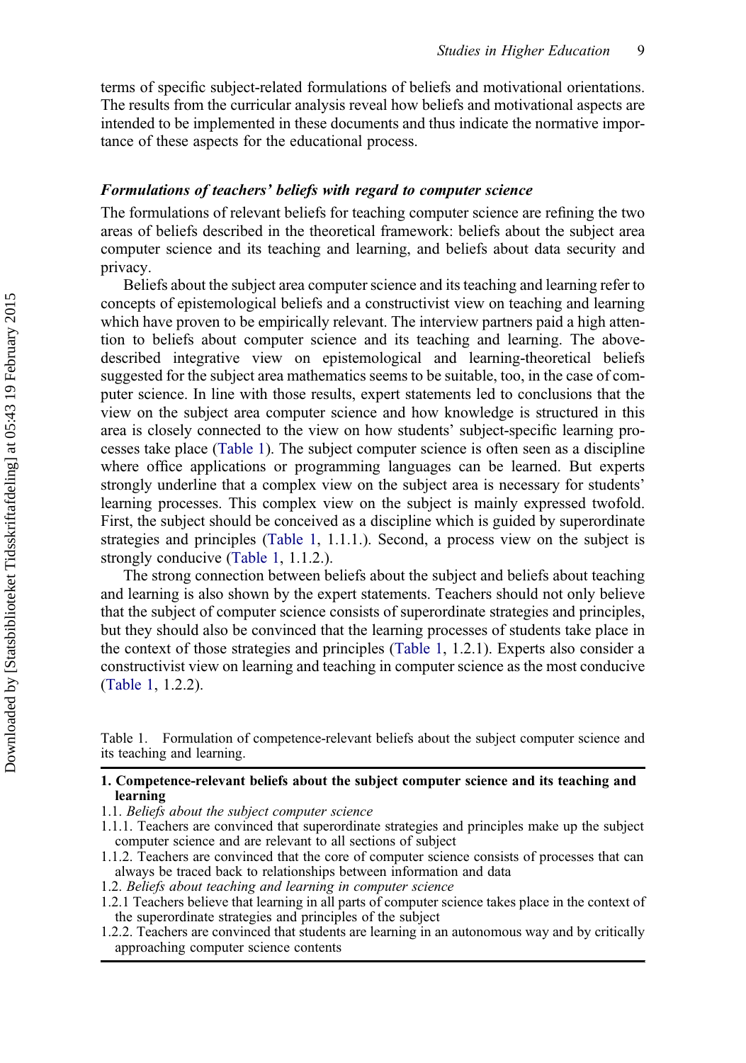terms of specific subject-related formulations of beliefs and motivational orientations. The results from the curricular analysis reveal how beliefs and motivational aspects are intended to be implemented in these documents and thus indicate the normative importance of these aspects for the educational process.

### *Formulations of teachers' beliefs with regard to computer science*

The formulations of relevant beliefs for teaching computer science are refining the two areas of beliefs described in the theoretical framework: beliefs about the subject area computer science and its teaching and learning, and beliefs about data security and privacy.

Beliefs about the subject area computer science and its teaching and learning refer to concepts of epistemological beliefs and a constructivist view on teaching and learning which have proven to be empirically relevant. The interview partners paid a high attention to beliefs about computer science and its teaching and learning. The above-described integrative view on epistemological and learning-theoretical beliefs suggested for the subject area mathematics seems to be suitable, too, in the case of computer science. In line with those results, expert statements led to conclusions that the view on the subject area computer science and how knowledge is structured in this area is closely connected to the view on how students' subject-specific learning processes take place (Table 1). The subject computer science is often seen as a discipline where office applications or programming languages can be learned. But experts strongly underline that a complex view on the subject area is necessary for students' learning processes. This complex view on the subject is mainly expressed twofold. First, the subject should be conceived as a discipline which is guided by superordinate strategies and principles (Table 1, 1.1.1.). Second, a process view on the subject is strongly conducive (Table 1, 1.1.2.).

The strong connection between beliefs about the subject and beliefs about teaching and learning is also shown by the expert statements. Teachers should not only believe that the subject of computer science consists of superordinate strategies and principles, but they should also be convinced that the learning processes of students take place in the context of those strategies and principles (Table 1, 1.2.1). Experts also consider a constructivist view on learning and teaching in computer science as the most conducive (Table 1, 1.2.2).

Table 1. Formulation of competence-relevant beliefs about the subject computer science and its teaching and learning.

| **1. Competence-relevant beliefs about the subject computer science and its teaching and learning** |
|---|
| 1.1. *Beliefs about the subject computer science* |
| 1.1.1. Teachers are convinced that superordinate strategies and principles make up the subject computer science and are relevant to all sections of subject |
| 1.1.2. Teachers are convinced that the core of computer science consists of processes that can always be traced back to relationships between information and data |
| 1.2. *Beliefs about teaching and learning in computer science* |
| 1.2.1 Teachers believe that learning in all parts of computer science takes place in the context of the superordinate strategies and principles of the subject |
| 1.2.2. Teachers are convinced that students are learning in an autonomous way and by critically approaching computer science contents |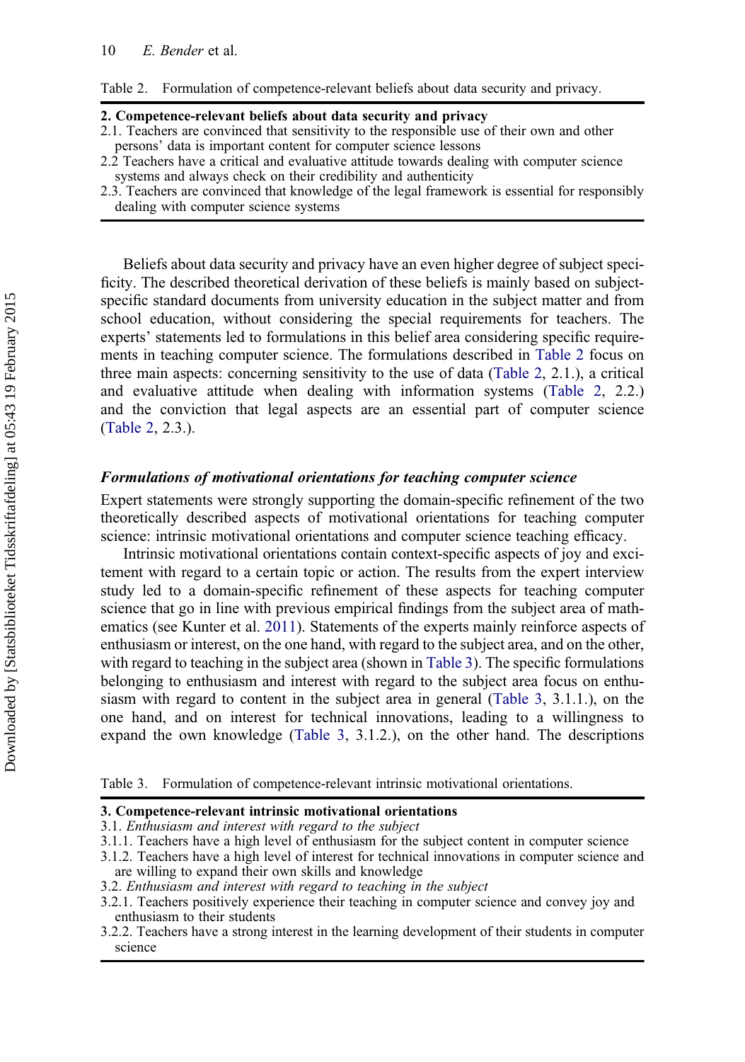Table 2. Formulation of competence-relevant beliefs about data security and privacy.

| **2. Competence-relevant beliefs about data security and privacy** |
|---|
| 2.1. Teachers are convinced that sensitivity to the responsible use of their own and other persons' data is important content for computer science lessons |
| 2.2 Teachers have a critical and evaluative attitude towards dealing with computer science systems and always check on their credibility and authenticity |
| 2.3. Teachers are convinced that knowledge of the legal framework is essential for responsibly dealing with computer science systems |

Beliefs about data security and privacy have an even higher degree of subject specificity. The described theoretical derivation of these beliefs is mainly based on subject-specific standard documents from university education in the subject matter and from school education, without considering the special requirements for teachers. The experts' statements led to formulations in this belief area considering specific requirements in teaching computer science. The formulations described in Table 2 focus on three main aspects: concerning sensitivity to the use of data (Table 2, 2.1.), a critical and evaluative attitude when dealing with information systems (Table 2, 2.2.) and the conviction that legal aspects are an essential part of computer science (Table 2, 2.3.).

### *Formulations of motivational orientations for teaching computer science*

Expert statements were strongly supporting the domain-specific refinement of the two theoretically described aspects of motivational orientations for teaching computer science: intrinsic motivational orientations and computer science teaching efficacy.

Intrinsic motivational orientations contain context-specific aspects of joy and excitement with regard to a certain topic or action. The results from the expert interview study led to a domain-specific refinement of these aspects for teaching computer science that go in line with previous empirical findings from the subject area of mathematics (see Kunter et al. 2011). Statements of the experts mainly reinforce aspects of enthusiasm or interest, on the one hand, with regard to the subject area, and on the other, with regard to teaching in the subject area (shown in Table 3). The specific formulations belonging to enthusiasm and interest with regard to the subject area focus on enthusiasm with regard to content in the subject area in general (Table 3, 3.1.1.), on the one hand, and on interest for technical innovations, leading to a willingness to expand the own knowledge (Table 3, 3.1.2.), on the other hand. The descriptions

Table 3. Formulation of competence-relevant intrinsic motivational orientations.

| **3. Competence-relevant intrinsic motivational orientations** |
|---|
| 3.1. *Enthusiasm and interest with regard to the subject* |
| 3.1.1. Teachers have a high level of enthusiasm for the subject content in computer science |
| 3.1.2. Teachers have a high level of interest for technical innovations in computer science and are willing to expand their own skills and knowledge |
| 3.2. *Enthusiasm and interest with regard to teaching in the subject* |
| 3.2.1. Teachers positively experience their teaching in computer science and convey joy and enthusiasm to their students |
| 3.2.2. Teachers have a strong interest in the learning development of their students in computer science |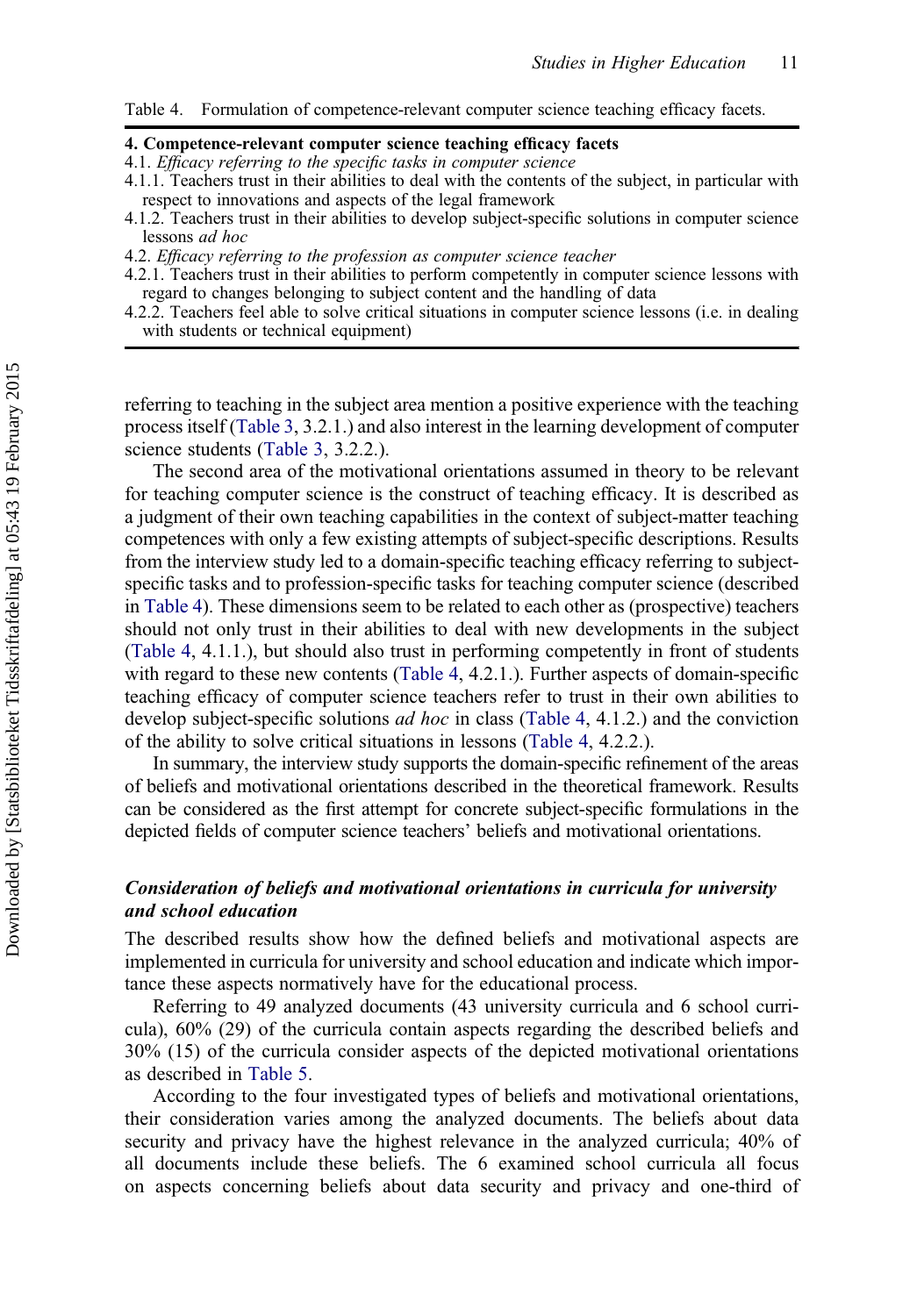Table 4. Formulation of competence-relevant computer science teaching efficacy facets.

| **4. Competence-relevant computer science teaching efficacy facets** |
|---|
| 4.1. *Efficacy referring to the specific tasks in computer science* |
| 4.1.1. Teachers trust in their abilities to deal with the contents of the subject, in particular with respect to innovations and aspects of the legal framework |
| 4.1.2. Teachers trust in their abilities to develop subject-specific solutions in computer science lessons *ad hoc* |
| 4.2. *Efficacy referring to the profession as computer science teacher* |
| 4.2.1. Teachers trust in their abilities to perform competently in computer science lessons with regard to changes belonging to subject content and the handling of data |
| 4.2.2. Teachers feel able to solve critical situations in computer science lessons (i.e. in dealing with students or technical equipment) |

referring to teaching in the subject area mention a positive experience with the teaching process itself (Table 3, 3.2.1.) and also interest in the learning development of computer science students (Table 3, 3.2.2.).

The second area of the motivational orientations assumed in theory to be relevant for teaching computer science is the construct of teaching efficacy. It is described as a judgment of their own teaching capabilities in the context of subject-matter teaching competences with only a few existing attempts of subject-specific descriptions. Results from the interview study led to a domain-specific teaching efficacy referring to subject-specific tasks and to profession-specific tasks for teaching computer science (described in Table 4). These dimensions seem to be related to each other as (prospective) teachers should not only trust in their abilities to deal with new developments in the subject (Table 4, 4.1.1.), but should also trust in performing competently in front of students with regard to these new contents (Table 4, 4.2.1.). Further aspects of domain-specific teaching efficacy of computer science teachers refer to trust in their own abilities to develop subject-specific solutions *ad hoc* in class (Table 4, 4.1.2.) and the conviction of the ability to solve critical situations in lessons (Table 4, 4.2.2.).

In summary, the interview study supports the domain-specific refinement of the areas of beliefs and motivational orientations described in the theoretical framework. Results can be considered as the first attempt for concrete subject-specific formulations in the depicted fields of computer science teachers' beliefs and motivational orientations.

### *Consideration of beliefs and motivational orientations in curricula for university and school education*

The described results show how the defined beliefs and motivational aspects are implemented in curricula for university and school education and indicate which importance these aspects normatively have for the educational process.

Referring to 49 analyzed documents (43 university curricula and 6 school curricula), 60% (29) of the curricula contain aspects regarding the described beliefs and 30% (15) of the curricula consider aspects of the depicted motivational orientations as described in Table 5.

According to the four investigated types of beliefs and motivational orientations, their consideration varies among the analyzed documents. The beliefs about data security and privacy have the highest relevance in the analyzed curricula; 40% of all documents include these beliefs. The 6 examined school curricula all focus on aspects concerning beliefs about data security and privacy and one-third of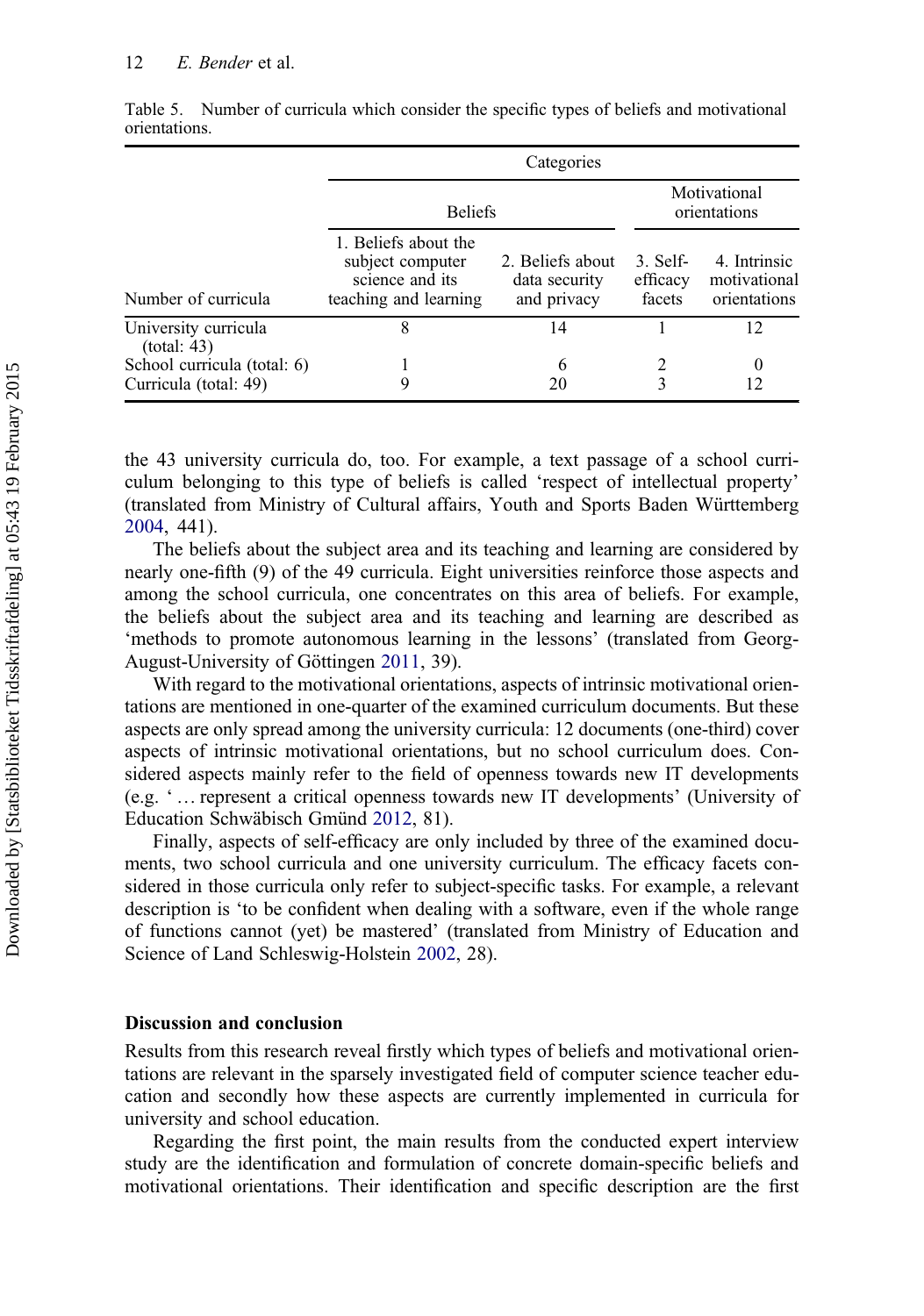Table 5. Number of curricula which consider the specific types of beliefs and motivational orientations.

| Number of curricula | Categories | | | |
|---|---|---|---|---|
| | Beliefs | | Motivational orientations | |
| | 1. Beliefs about the subject computer science and its teaching and learning | 2. Beliefs about data security and privacy | 3. Self-efficacy facets | 4. Intrinsic motivational orientations |
| University curricula (total: 43) | 8 | 14 | 1 | 12 |
| School curricula (total: 6) | 1 | 6 | 2 | 0 |
| Curricula (total: 49) | 9 | 20 | 3 | 12 |

the 43 university curricula do, too. For example, a text passage of a school curriculum belonging to this type of beliefs is called 'respect of intellectual property' (translated from Ministry of Cultural affairs, Youth and Sports Baden Württemberg 2004, 441).

The beliefs about the subject area and its teaching and learning are considered by nearly one-fifth (9) of the 49 curricula. Eight universities reinforce those aspects and among the school curricula, one concentrates on this area of beliefs. For example, the beliefs about the subject area and its teaching and learning are described as 'methods to promote autonomous learning in the lessons' (translated from Georg-August-University of Göttingen 2011, 39).

With regard to the motivational orientations, aspects of intrinsic motivational orientations are mentioned in one-quarter of the examined curriculum documents. But these aspects are only spread among the university curricula: 12 documents (one-third) cover aspects of intrinsic motivational orientations, but no school curriculum does. Considered aspects mainly refer to the field of openness towards new IT developments (e.g. ' … represent a critical openness towards new IT developments' (University of Education Schwäbisch Gmünd 2012, 81).

Finally, aspects of self-efficacy are only included by three of the examined documents, two school curricula and one university curriculum. The efficacy facets considered in those curricula only refer to subject-specific tasks. For example, a relevant description is 'to be confident when dealing with a software, even if the whole range of functions cannot (yet) be mastered' (translated from Ministry of Education and Science of Land Schleswig-Holstein 2002, 28).

## Discussion and conclusion

Results from this research reveal firstly which types of beliefs and motivational orientations are relevant in the sparsely investigated field of computer science teacher education and secondly how these aspects are currently implemented in curricula for university and school education.

Regarding the first point, the main results from the conducted expert interview study are the identification and formulation of concrete domain-specific beliefs and motivational orientations. Their identification and specific description are the first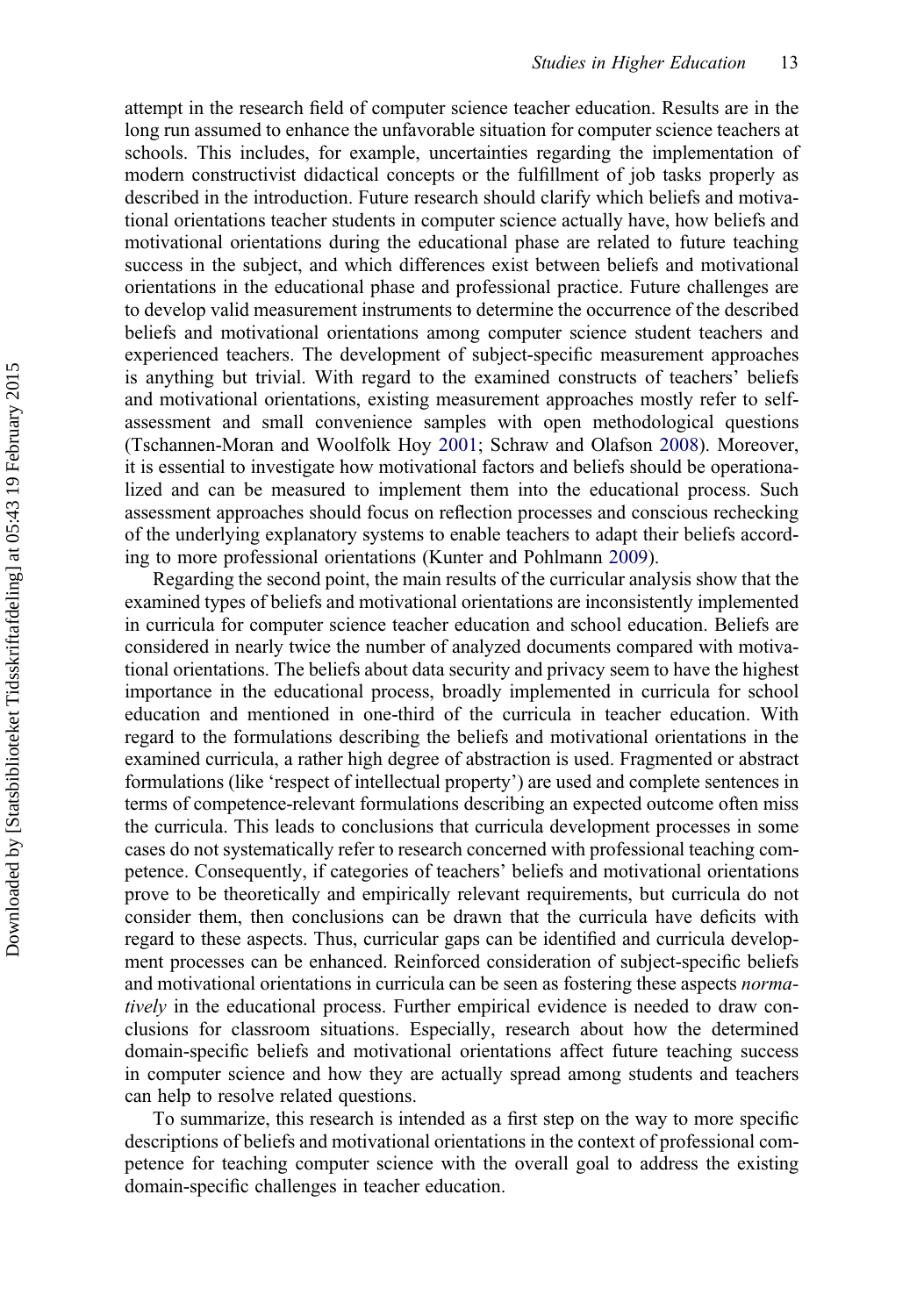attempt in the research field of computer science teacher education. Results are in the long run assumed to enhance the unfavorable situation for computer science teachers at schools. This includes, for example, uncertainties regarding the implementation of modern constructivist didactical concepts or the fulfillment of job tasks properly as described in the introduction. Future research should clarify which beliefs and motivational orientations teacher students in computer science actually have, how beliefs and motivational orientations during the educational phase are related to future teaching success in the subject, and which differences exist between beliefs and motivational orientations in the educational phase and professional practice. Future challenges are to develop valid measurement instruments to determine the occurrence of the described beliefs and motivational orientations among computer science student teachers and experienced teachers. The development of subject-specific measurement approaches is anything but trivial. With regard to the examined constructs of teachers' beliefs and motivational orientations, existing measurement approaches mostly refer to self-assessment and small convenience samples with open methodological questions (Tschannen-Moran and Woolfolk Hoy 2001; Schraw and Olafson 2008). Moreover, it is essential to investigate how motivational factors and beliefs should be operationalized and can be measured to implement them into the educational process. Such assessment approaches should focus on reflection processes and conscious rechecking of the underlying explanatory systems to enable teachers to adapt their beliefs according to more professional orientations (Kunter and Pohlmann 2009).

Regarding the second point, the main results of the curricular analysis show that the examined types of beliefs and motivational orientations are inconsistently implemented in curricula for computer science teacher education and school education. Beliefs are considered in nearly twice the number of analyzed documents compared with motivational orientations. The beliefs about data security and privacy seem to have the highest importance in the educational process, broadly implemented in curricula for school education and mentioned in one-third of the curricula in teacher education. With regard to the formulations describing the beliefs and motivational orientations in the examined curricula, a rather high degree of abstraction is used. Fragmented or abstract formulations (like 'respect of intellectual property') are used and complete sentences in terms of competence-relevant formulations describing an expected outcome often miss the curricula. This leads to conclusions that curricula development processes in some cases do not systematically refer to research concerned with professional teaching competence. Consequently, if categories of teachers' beliefs and motivational orientations prove to be theoretically and empirically relevant requirements, but curricula do not consider them, then conclusions can be drawn that the curricula have deficits with regard to these aspects. Thus, curricular gaps can be identified and curricula development processes can be enhanced. Reinforced consideration of subject-specific beliefs and motivational orientations in curricula can be seen as fostering these aspects *normatively* in the educational process. Further empirical evidence is needed to draw conclusions for classroom situations. Especially, research about how the determined domain-specific beliefs and motivational orientations affect future teaching success in computer science and how they are actually spread among students and teachers can help to resolve related questions.

To summarize, this research is intended as a first step on the way to more specific descriptions of beliefs and motivational orientations in the context of professional competence for teaching computer science with the overall goal to address the existing domain-specific challenges in teacher education.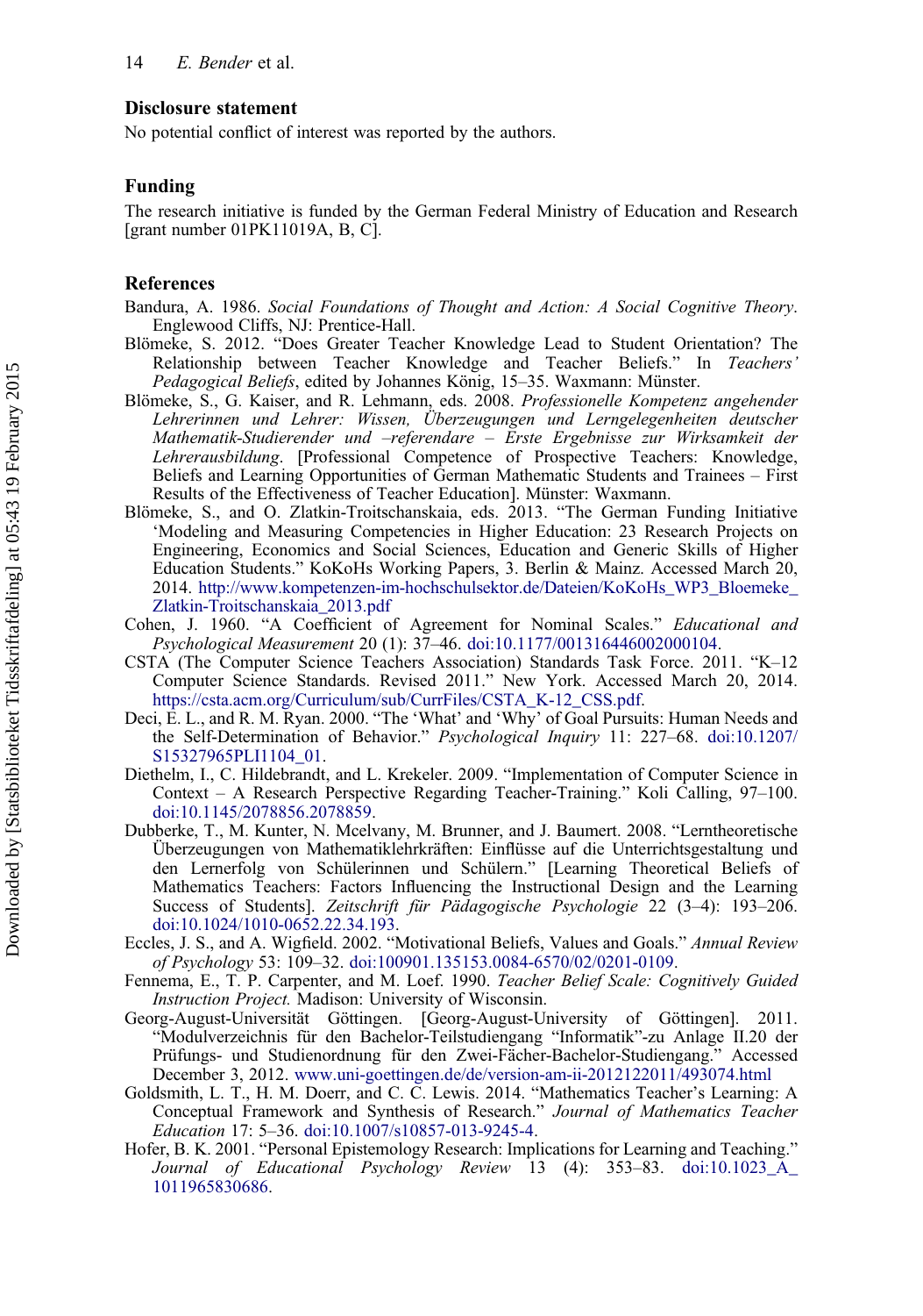## Disclosure statement

No potential conflict of interest was reported by the authors.

## Funding

The research initiative is funded by the German Federal Ministry of Education and Research [grant number 01PK11019A, B, C].

## References

Bandura, A. 1986. *Social Foundations of Thought and Action: A Social Cognitive Theory*. Englewood Cliffs, NJ: Prentice-Hall.

Blömeke, S. 2012. "Does Greater Teacher Knowledge Lead to Student Orientation? The Relationship between Teacher Knowledge and Teacher Beliefs." In *Teachers' Pedagogical Beliefs*, edited by Johannes König, 15–35. Waxmann: Münster.

Blömeke, S., G. Kaiser, and R. Lehmann, eds. 2008. *Professionelle Kompetenz angehender Lehrerinnen und Lehrer: Wissen, Überzeugungen und Lerngelegenheiten deutscher Mathematik-Studierender und –referendare – Erste Ergebnisse zur Wirksamkeit der Lehrerausbildung*. [Professional Competence of Prospective Teachers: Knowledge, Beliefs and Learning Opportunities of German Mathematic Students and Trainees – First Results of the Effectiveness of Teacher Education]. Münster: Waxmann.

Blömeke, S., and O. Zlatkin-Troitschanskaia, eds. 2013. "The German Funding Initiative 'Modeling and Measuring Competencies in Higher Education: 23 Research Projects on Engineering, Economics and Social Sciences, Education and Generic Skills of Higher Education Students." KoKoHs Working Papers, 3. Berlin & Mainz. Accessed March 20, 2014. http://www.kompetenzen-im-hochschulsektor.de/Dateien/KoKoHs_WP3_Bloemeke_Zlatkin-Troitschanskaia_2013.pdf

Cohen, J. 1960. "A Coefficient of Agreement for Nominal Scales." *Educational and Psychological Measurement* 20 (1): 37–46. doi:10.1177/001316446002000104.

CSTA (The Computer Science Teachers Association) Standards Task Force. 2011. "K–12 Computer Science Standards. Revised 2011." New York. Accessed March 20, 2014. https://csta.acm.org/Curriculum/sub/CurrFiles/CSTA_K-12_CSS.pdf.

Deci, E. L., and R. M. Ryan. 2000. "The 'What' and 'Why' of Goal Pursuits: Human Needs and the Self-Determination of Behavior." *Psychological Inquiry* 11: 227–68. doi:10.1207/S15327965PLI1104_01.

Diethelm, I., C. Hildebrandt, and L. Krekeler. 2009. "Implementation of Computer Science in Context – A Research Perspective Regarding Teacher-Training." Koli Calling, 97–100. doi:10.1145/2078856.2078859.

Dubberke, T., M. Kunter, N. Mcelvany, M. Brunner, and J. Baumert. 2008. "Lerntheoretische Überzeugungen von Mathematiklehrkräften: Einflüsse auf die Unterrichtsgestaltung und den Lernerfolg von Schülerinnen und Schülern." [Learning Theoretical Beliefs of Mathematics Teachers: Factors Influencing the Instructional Design and the Learning Success of Students]. *Zeitschrift für Pädagogische Psychologie* 22 (3–4): 193–206. doi:10.1024/1010-0652.22.34.193.

Eccles, J. S., and A. Wigfield. 2002. "Motivational Beliefs, Values and Goals." *Annual Review of Psychology* 53: 109–32. doi:100901.135153.0084-6570/02/0201-0109.

Fennema, E., T. P. Carpenter, and M. Loef. 1990. *Teacher Belief Scale: Cognitively Guided Instruction Project*. Madison: University of Wisconsin.

Georg-August-Universität Göttingen. [Georg-August-University of Göttingen]. 2011. "Modulverzeichnis für den Bachelor-Teilstudiengang "Informatik"-zu Anlage II.20 der Prüfungs- und Studienordnung für den Zwei-Fächer-Bachelor-Studiengang." Accessed December 3, 2012. www.uni-goettingen.de/de/version-am-ii-2012122011/493074.html

Goldsmith, L. T., H. M. Doerr, and C. C. Lewis. 2014. "Mathematics Teacher's Learning: A Conceptual Framework and Synthesis of Research." *Journal of Mathematics Teacher Education* 17: 5–36. doi:10.1007/s10857-013-9245-4.

Hofer, B. K. 2001. "Personal Epistemology Research: Implications for Learning and Teaching." *Journal of Educational Psychology Review* 13 (4): 353–83. doi:10.1023_A_1011965830686.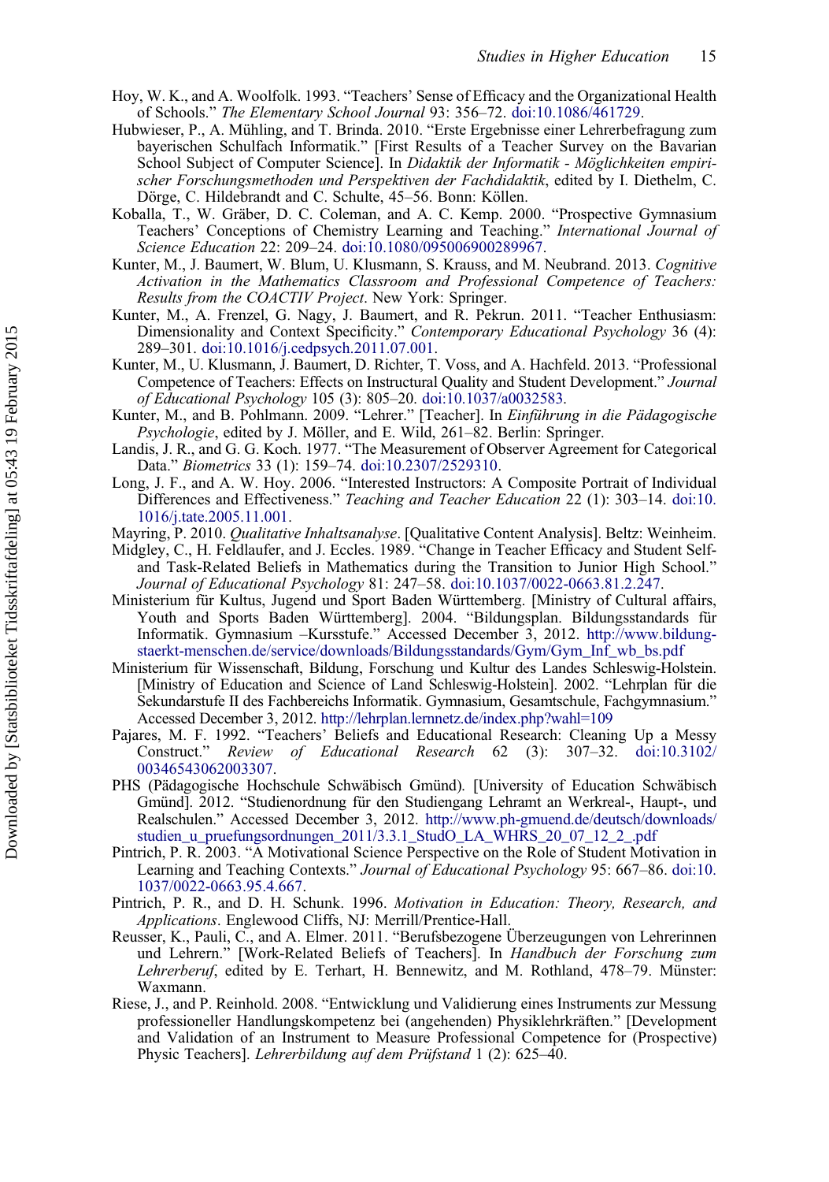Hoy, W. K., and A. Woolfolk. 1993. "Teachers' Sense of Efficacy and the Organizational Health of Schools." *The Elementary School Journal* 93: 356–72. doi:10.1086/461729.

Hubwieser, P., A. Mühling, and T. Brinda. 2010. "Erste Ergebnisse einer Lehrerbefragung zum bayerischen Schulfach Informatik." [First Results of a Teacher Survey on the Bavarian School Subject of Computer Science]. In *Didaktik der Informatik - Möglichkeiten empirischer Forschungsmethoden und Perspektiven der Fachdidaktik*, edited by I. Diethelm, C. Dörge, C. Hildebrandt and C. Schulte, 45–56. Bonn: Köllen.

Koballa, T., W. Gräber, D. C. Coleman, and A. C. Kemp. 2000. "Prospective Gymnasium Teachers' Conceptions of Chemistry Learning and Teaching." *International Journal of Science Education* 22: 209–24. doi:10.1080/095006900289967.

Kunter, M., J. Baumert, W. Blum, U. Klusmann, S. Krauss, and M. Neubrand. 2013. *Cognitive Activation in the Mathematics Classroom and Professional Competence of Teachers: Results from the COACTIV Project*. New York: Springer.

Kunter, M., A. Frenzel, G. Nagy, J. Baumert, and R. Pekrun. 2011. "Teacher Enthusiasm: Dimensionality and Context Specificity." *Contemporary Educational Psychology* 36 (4): 289–301. doi:10.1016/j.cedpsych.2011.07.001.

Kunter, M., U. Klusmann, J. Baumert, D. Richter, T. Voss, and A. Hachfeld. 2013. "Professional Competence of Teachers: Effects on Instructional Quality and Student Development." *Journal of Educational Psychology* 105 (3): 805–20. doi:10.1037/a0032583.

Kunter, M., and B. Pohlmann. 2009. "Lehrer." [Teacher]. In *Einführung in die Pädagogische Psychologie*, edited by J. Möller, and E. Wild, 261–82. Berlin: Springer.

Landis, J. R., and G. G. Koch. 1977. "The Measurement of Observer Agreement for Categorical Data." *Biometrics* 33 (1): 159–74. doi:10.2307/2529310.

Long, J. F., and A. W. Hoy. 2006. "Interested Instructors: A Composite Portrait of Individual Differences and Effectiveness." *Teaching and Teacher Education* 22 (1): 303–14. doi:10.1016/j.tate.2005.11.001.

Mayring, P. 2010. *Qualitative Inhaltsanalyse*. [Qualitative Content Analysis]. Beltz: Weinheim.

Midgley, C., H. Feldlaufer, and J. Eccles. 1989. "Change in Teacher Efficacy and Student Self- and Task-Related Beliefs in Mathematics during the Transition to Junior High School." *Journal of Educational Psychology* 81: 247–58. doi:10.1037/0022-0663.81.2.247.

Ministerium für Kultus, Jugend und Sport Baden Württemberg. [Ministry of Cultural affairs, Youth and Sports Baden Württemberg]. 2004. "Bildungsplan. Bildungsstandards für Informatik. Gymnasium –Kursstufe." Accessed December 3, 2012. http://www.bildung-staerkt-menschen.de/service/downloads/Bildungsstandards/Gym/Gym_Inf_wb_bs.pdf

Ministerium für Wissenschaft, Bildung, Forschung und Kultur des Landes Schleswig-Holstein. [Ministry of Education and Science of Land Schleswig-Holstein]. 2002. "Lehrplan für die Sekundarstufe II des Fachbereichs Informatik. Gymnasium, Gesamtschule, Fachgymnasium." Accessed December 3, 2012. http://lehrplan.lernnetz.de/index.php?wahl=109

Pajares, M. F. 1992. "Teachers' Beliefs and Educational Research: Cleaning Up a Messy Construct." *Review of Educational Research* 62 (3): 307–32. doi:10.3102/00346543062003307.

PHS (Pädagogische Hochschule Schwäbisch Gmünd). [University of Education Schwäbisch Gmünd]. 2012. "Studienordnung für den Studiengang Lehramt an Werkreal-, Haupt-, und Realschulen." Accessed December 3, 2012. http://www.ph-gmuend.de/deutsch/downloads/studien_u_pruefungsordnungen_2011/3.3.1_StudO_LA_WHRS_20_07_12_2_.pdf

Pintrich, P. R. 2003. "A Motivational Science Perspective on the Role of Student Motivation in Learning and Teaching Contexts." *Journal of Educational Psychology* 95: 667–86. doi:10.1037/0022-0663.95.4.667.

Pintrich, P. R., and D. H. Schunk. 1996. *Motivation in Education: Theory, Research, and Applications*. Englewood Cliffs, NJ: Merrill/Prentice-Hall.

Reusser, K., Pauli, C., and A. Elmer. 2011. "Berufsbezogene Überzeugungen von Lehrerinnen und Lehrern." [Work-Related Beliefs of Teachers]. In *Handbuch der Forschung zum Lehrerberuf*, edited by E. Terhart, H. Bennewitz, and M. Rothland, 478–79. Münster: Waxmann.

Riese, J., and P. Reinhold. 2008. "Entwicklung und Validierung eines Instruments zur Messung professioneller Handlungskompetenz bei (angehenden) Physiklehrkräften." [Development and Validation of an Instrument to Measure Professional Competence for (Prospective) Physic Teachers]. *Lehrerbildung auf dem Prüfstand* 1 (2): 625–40.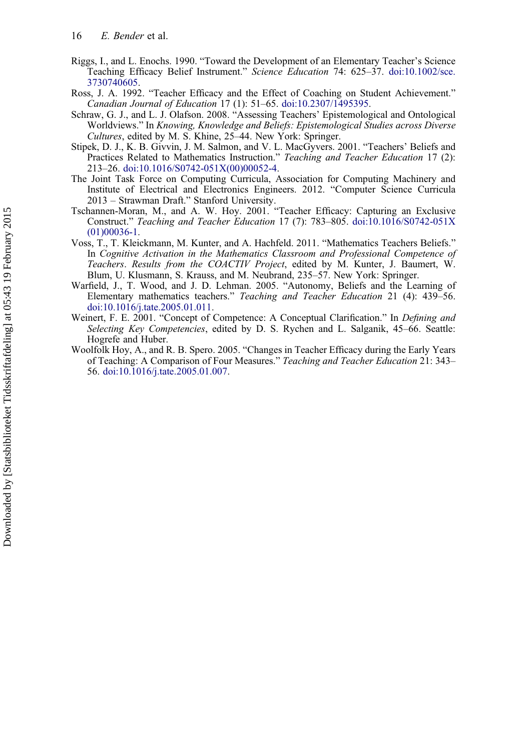Riggs, I., and L. Enochs. 1990. "Toward the Development of an Elementary Teacher's Science Teaching Efficacy Belief Instrument." *Science Education* 74: 625–37. doi:10.1002/sce.3730740605.

Ross, J. A. 1992. "Teacher Efficacy and the Effect of Coaching on Student Achievement." *Canadian Journal of Education* 17 (1): 51–65. doi:10.2307/1495395.

Schraw, G. J., and L. J. Olafson. 2008. "Assessing Teachers' Epistemological and Ontological Worldviews." In *Knowing, Knowledge and Beliefs: Epistemological Studies across Diverse Cultures*, edited by M. S. Khine, 25–44. New York: Springer.

Stipek, D. J., K. B. Givvin, J. M. Salmon, and V. L. MacGyvers. 2001. "Teachers' Beliefs and Practices Related to Mathematics Instruction." *Teaching and Teacher Education* 17 (2): 213–26. doi:10.1016/S0742-051X(00)00052-4.

The Joint Task Force on Computing Curricula, Association for Computing Machinery and Institute of Electrical and Electronics Engineers. 2012. "Computer Science Curricula 2013 – Strawman Draft." Stanford University.

Tschannen-Moran, M., and A. W. Hoy. 2001. "Teacher Efficacy: Capturing an Exclusive Construct." *Teaching and Teacher Education* 17 (7): 783–805. doi:10.1016/S0742-051X(01)00036-1.

Voss, T., T. Kleickmann, M. Kunter, and A. Hachfeld. 2011. "Mathematics Teachers Beliefs." In *Cognitive Activation in the Mathematics Classroom and Professional Competence of Teachers. Results from the COACTIV Project*, edited by M. Kunter, J. Baumert, W. Blum, U. Klusmann, S. Krauss, and M. Neubrand, 235–57. New York: Springer.

Warfield, J., T. Wood, and J. D. Lehman. 2005. "Autonomy, Beliefs and the Learning of Elementary mathematics teachers." *Teaching and Teacher Education* 21 (4): 439–56. doi:10.1016/j.tate.2005.01.011.

Weinert, F. E. 2001. "Concept of Competence: A Conceptual Clarification." In *Defining and Selecting Key Competencies*, edited by D. S. Rychen and L. Salganik, 45–66. Seattle: Hogrefe and Huber.

Woolfolk Hoy, A., and R. B. Spero. 2005. "Changes in Teacher Efficacy during the Early Years of Teaching: A Comparison of Four Measures." *Teaching and Teacher Education* 21: 343–56. doi:10.1016/j.tate.2005.01.007.